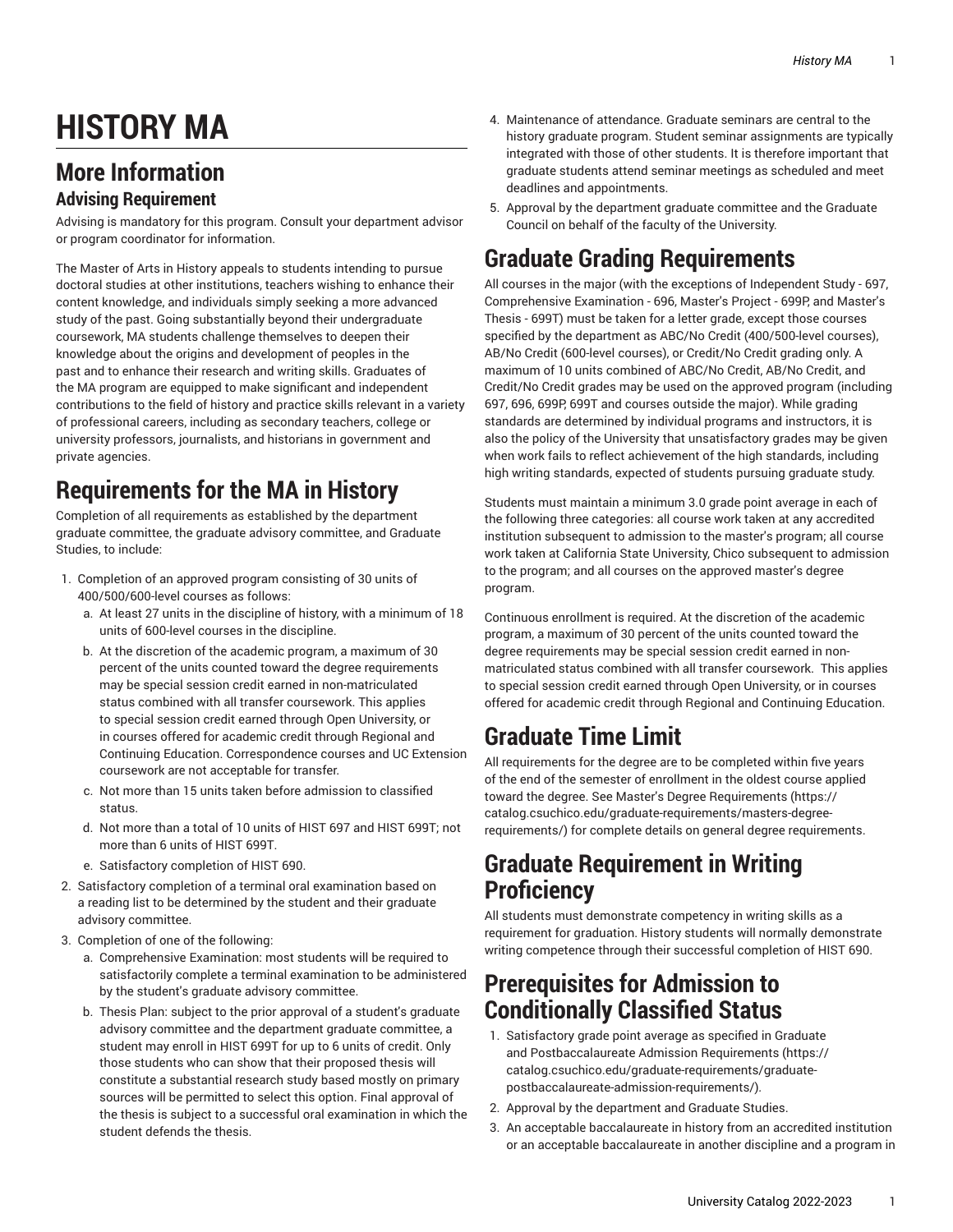# HISTORY MA

## More Information

### Advising Requirement

Advising is mandatory for this program. Consult your department advisor or program coordinator for information.

The Master of Arts in History appeals to students intending to pursue doctoral studies at other institutions, teachers wishing to enhance their content knowledge, and individuals simply seeking a more advanced study of the past. Going substantially beyond their undergraduate coursework, MA students challenge themselves to deepen their knowledge about the origins and development of peoples in the past and to enhance their research and writing skills. Graduates of the MA program are equipped to make significant and independent contributions to the field of history and practice skills relevant in a variety of professional careers, including as secondary teachers, college or university professors, journalists, and historians in government and private agencies.

## Requirements for the MA in History

Completion of all requirements as established by the department graduate committee, the graduate advisory committee, and Graduate Studies, to include:

1. Completion of an approved program consisting of 30 units of 400/500/600-level courses as follows:
   a. At least 27 units in the discipline of history, with a minimum of 18 units of 600-level courses in the discipline.
   b. At the discretion of the academic program, a maximum of 30 percent of the units counted toward the degree requirements may be special session credit earned in non-matriculated status combined with all transfer coursework. This applies to special session credit earned through Open University, or in courses offered for academic credit through Regional and Continuing Education. Correspondence courses and UC Extension coursework are not acceptable for transfer.
   c. Not more than 15 units taken before admission to classified status.
   d. Not more than a total of 10 units of HIST 697 and HIST 699T; not more than 6 units of HIST 699T.
   e. Satisfactory completion of HIST 690.
2. Satisfactory completion of a terminal oral examination based on a reading list to be determined by the student and their graduate advisory committee.
3. Completion of one of the following:
   a. Comprehensive Examination: most students will be required to satisfactorily complete a terminal examination to be administered by the student's graduate advisory committee.
   b. Thesis Plan: subject to the prior approval of a student's graduate advisory committee and the department graduate committee, a student may enroll in HIST 699T for up to 6 units of credit. Only those students who can show that their proposed thesis will constitute a substantial research study based mostly on primary sources will be permitted to select this option. Final approval of the thesis is subject to a successful oral examination in which the student defends the thesis.
4. Maintenance of attendance. Graduate seminars are central to the history graduate program. Student seminar assignments are typically integrated with those of other students. It is therefore important that graduate students attend seminar meetings as scheduled and meet deadlines and appointments.
5. Approval by the department graduate committee and the Graduate Council on behalf of the faculty of the University.

## Graduate Grading Requirements

All courses in the major (with the exceptions of Independent Study - 697, Comprehensive Examination - 696, Master's Project - 699P, and Master's Thesis - 699T) must be taken for a letter grade, except those courses specified by the department as ABC/No Credit (400/500-level courses), AB/No Credit (600-level courses), or Credit/No Credit grading only. A maximum of 10 units combined of ABC/No Credit, AB/No Credit, and Credit/No Credit grades may be used on the approved program (including 697, 696, 699P, 699T and courses outside the major). While grading standards are determined by individual programs and instructors, it is also the policy of the University that unsatisfactory grades may be given when work fails to reflect achievement of the high standards, including high writing standards, expected of students pursuing graduate study.

Students must maintain a minimum 3.0 grade point average in each of the following three categories: all course work taken at any accredited institution subsequent to admission to the master's program; all course work taken at California State University, Chico subsequent to admission to the program; and all courses on the approved master's degree program.

Continuous enrollment is required. At the discretion of the academic program, a maximum of 30 percent of the units counted toward the degree requirements may be special session credit earned in non-matriculated status combined with all transfer coursework. This applies to special session credit earned through Open University, or in courses offered for academic credit through Regional and Continuing Education.

## Graduate Time Limit

All requirements for the degree are to be completed within five years of the end of the semester of enrollment in the oldest course applied toward the degree. See Master's Degree Requirements (https://catalog.csuchico.edu/graduate-requirements/masters-degree-requirements/) for complete details on general degree requirements.

## Graduate Requirement in Writing Proficiency

All students must demonstrate competency in writing skills as a requirement for graduation. History students will normally demonstrate writing competence through their successful completion of HIST 690.

## Prerequisites for Admission to Conditionally Classified Status

1. Satisfactory grade point average as specified in Graduate and Postbaccalaureate Admission Requirements (https://catalog.csuchico.edu/graduate-requirements/graduate-postbaccalaureate-admission-requirements/).
2. Approval by the department and Graduate Studies.
3. An acceptable baccalaureate in history from an accredited institution or an acceptable baccalaureate in another discipline and a program in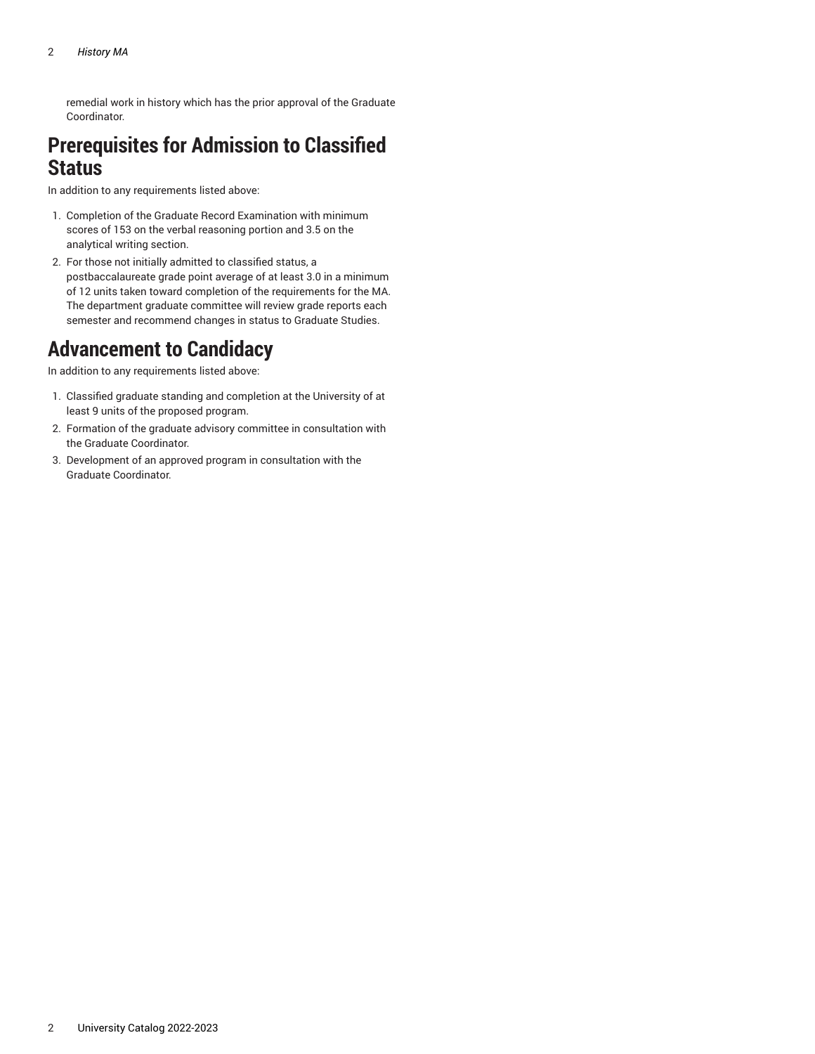remedial work in history which has the prior approval of the Graduate Coordinator.

## Prerequisites for Admission to Classified Status

In addition to any requirements listed above:

1. Completion of the Graduate Record Examination with minimum scores of 153 on the verbal reasoning portion and 3.5 on the analytical writing section.
2. For those not initially admitted to classified status, a postbaccalaureate grade point average of at least 3.0 in a minimum of 12 units taken toward completion of the requirements for the MA. The department graduate committee will review grade reports each semester and recommend changes in status to Graduate Studies.

## Advancement to Candidacy

In addition to any requirements listed above:

1. Classified graduate standing and completion at the University of at least 9 units of the proposed program.
2. Formation of the graduate advisory committee in consultation with the Graduate Coordinator.
3. Development of an approved program in consultation with the Graduate Coordinator.